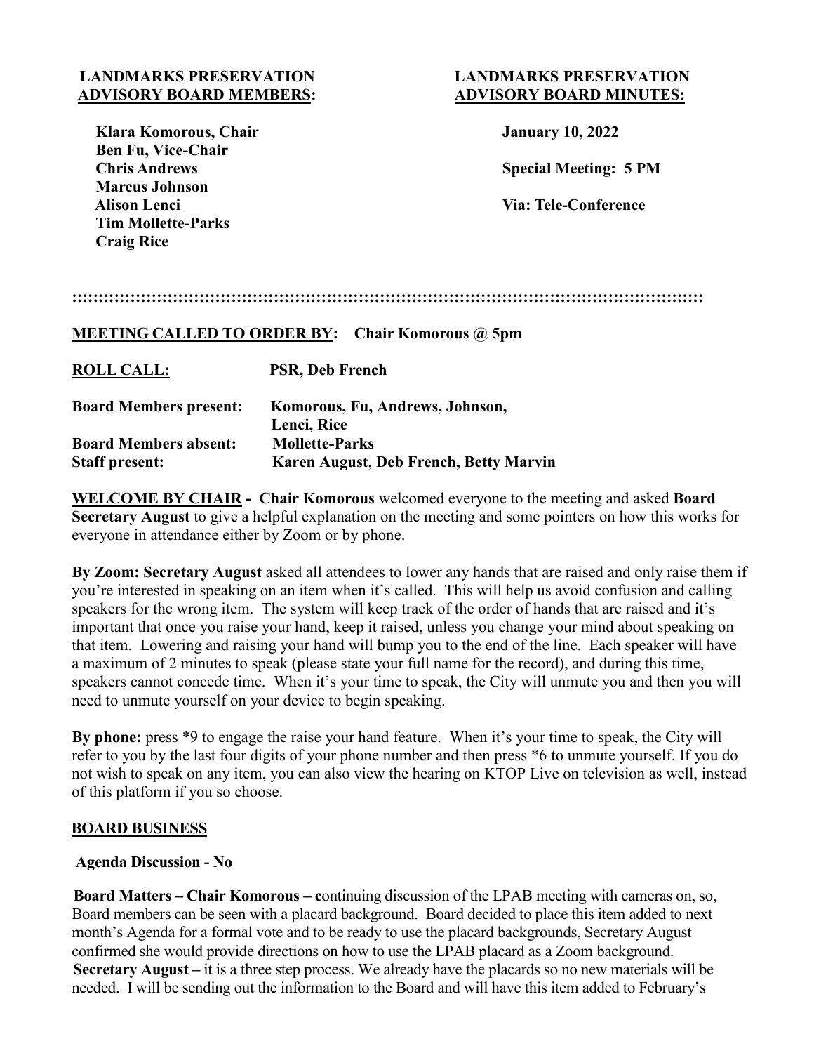**LANDMARKS PRESERVATION ADVISORY BOARD MEMBERS:**

**Klara Komorous, Chair**
**Ben Fu, Vice-Chair**
**Chris Andrews**
**Marcus Johnson**
**Alison Lenci**
**Tim Mollette-Parks**
**Craig Rice**

**LANDMARKS PRESERVATION ADVISORY BOARD MINUTES:**

**January 10, 2022**

**Special Meeting: 5 PM**

**Via: Tele-Conference**

::::::::::::::::::::::::::::::::::::::::::::::::::::::::::::::::::::::::::::::::::::::::::::::::::::::::::::::::::::::::::::::::::

**MEETING CALLED TO ORDER BY:** **Chair Komorous @ 5pm**

| | |
|---|---|
| **ROLL CALL:** | **PSR, Deb French** |
| **Board Members present:** | **Komorous, Fu, Andrews, Johnson, Lenci, Rice** |
| **Board Members absent:** | **Mollette-Parks** |
| **Staff present:** | **Karen August, Deb French, Betty Marvin** |

**WELCOME BY CHAIR - Chair Komorous** welcomed everyone to the meeting and asked **Board Secretary August** to give a helpful explanation on the meeting and some pointers on how this works for everyone in attendance either by Zoom or by phone.

**By Zoom: Secretary August** asked all attendees to lower any hands that are raised and only raise them if you're interested in speaking on an item when it's called. This will help us avoid confusion and calling speakers for the wrong item. The system will keep track of the order of hands that are raised and it's important that once you raise your hand, keep it raised, unless you change your mind about speaking on that item. Lowering and raising your hand will bump you to the end of the line. Each speaker will have a maximum of 2 minutes to speak (please state your full name for the record), and during this time, speakers cannot concede time. When it's your time to speak, the City will unmute you and then you will need to unmute yourself on your device to begin speaking.

**By phone:** press *9 to engage the raise your hand feature. When it's your time to speak, the City will refer to you by the last four digits of your phone number and then press *6 to unmute yourself. If you do not wish to speak on any item, you can also view the hearing on KTOP Live on television as well, instead of this platform if you so choose.

**BOARD BUSINESS**

**Agenda Discussion - No**

**Board Matters – Chair Komorous – c**ontinuing discussion of the LPAB meeting with cameras on, so, Board members can be seen with a placard background. Board decided to place this item added to next month's Agenda for a formal vote and to be ready to use the placard backgrounds, Secretary August confirmed she would provide directions on how to use the LPAB placard as a Zoom background.
**Secretary August –** it is a three step process. We already have the placards so no new materials will be needed. I will be sending out the information to the Board and will have this item added to February's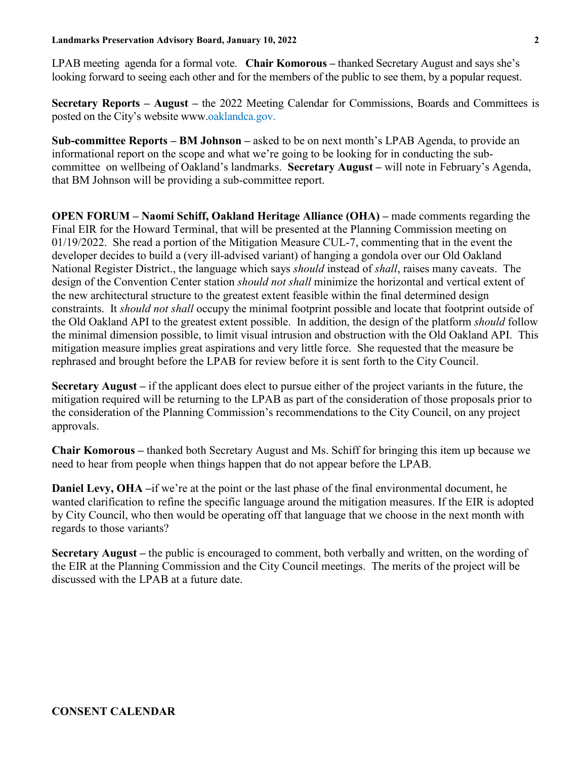LPAB meeting agenda for a formal vote. **Chair Komorous –** thanked Secretary August and says she's looking forward to seeing each other and for the members of the public to see them, by a popular request.

**Secretary Reports – August –** the 2022 Meeting Calendar for Commissions, Boards and Committees is posted on the City's website www.oaklandca.gov.

**Sub-committee Reports – BM Johnson –** asked to be on next month's LPAB Agenda, to provide an informational report on the scope and what we're going to be looking for in conducting the sub-committee on wellbeing of Oakland's landmarks. **Secretary August –** will note in February's Agenda, that BM Johnson will be providing a sub-committee report.

**OPEN FORUM – Naomi Schiff, Oakland Heritage Alliance (OHA) –** made comments regarding the Final EIR for the Howard Terminal, that will be presented at the Planning Commission meeting on 01/19/2022. She read a portion of the Mitigation Measure CUL-7, commenting that in the event the developer decides to build a (very ill-advised variant) of hanging a gondola over our Old Oakland National Register District., the language which says *should* instead of *shall*, raises many caveats. The design of the Convention Center station *should not shall* minimize the horizontal and vertical extent of the new architectural structure to the greatest extent feasible within the final determined design constraints. It *should not shall* occupy the minimal footprint possible and locate that footprint outside of the Old Oakland API to the greatest extent possible. In addition, the design of the platform *should* follow the minimal dimension possible, to limit visual intrusion and obstruction with the Old Oakland API. This mitigation measure implies great aspirations and very little force. She requested that the measure be rephrased and brought before the LPAB for review before it is sent forth to the City Council.

**Secretary August –** if the applicant does elect to pursue either of the project variants in the future, the mitigation required will be returning to the LPAB as part of the consideration of those proposals prior to the consideration of the Planning Commission's recommendations to the City Council, on any project approvals.

**Chair Komorous –** thanked both Secretary August and Ms. Schiff for bringing this item up because we need to hear from people when things happen that do not appear before the LPAB.

**Daniel Levy, OHA –**if we're at the point or the last phase of the final environmental document, he wanted clarification to refine the specific language around the mitigation measures. If the EIR is adopted by City Council, who then would be operating off that language that we choose in the next month with regards to those variants?

**Secretary August –** the public is encouraged to comment, both verbally and written, on the wording of the EIR at the Planning Commission and the City Council meetings. The merits of the project will be discussed with the LPAB at a future date.

**CONSENT CALENDAR**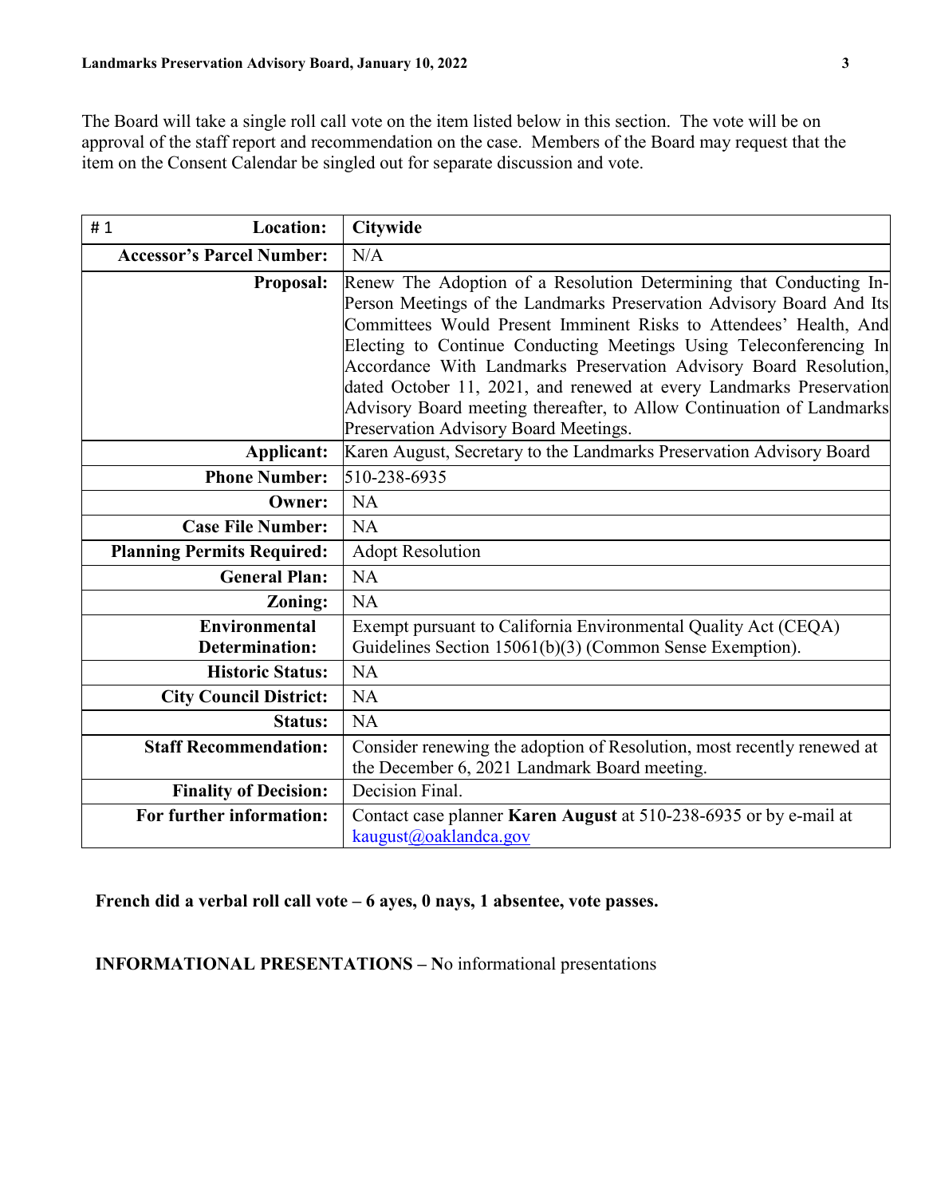The Board will take a single roll call vote on the item listed below in this section. The vote will be on approval of the staff report and recommendation on the case. Members of the Board may request that the item on the Consent Calendar be singled out for separate discussion and vote.

| # 1 **Location:** | **Citywide** |
|---|---|
| **Accessor's Parcel Number:** | N/A |
| **Proposal:** | Renew The Adoption of a Resolution Determining that Conducting In-Person Meetings of the Landmarks Preservation Advisory Board And Its Committees Would Present Imminent Risks to Attendees' Health, And Electing to Continue Conducting Meetings Using Teleconferencing In Accordance With Landmarks Preservation Advisory Board Resolution, dated October 11, 2021, and renewed at every Landmarks Preservation Advisory Board meeting thereafter, to Allow Continuation of Landmarks Preservation Advisory Board Meetings. |
| **Applicant:** | Karen August, Secretary to the Landmarks Preservation Advisory Board |
| **Phone Number:** | 510-238-6935 |
| **Owner:** | NA |
| **Case File Number:** | NA |
| **Planning Permits Required:** | Adopt Resolution |
| **General Plan:** | NA |
| **Zoning:** | NA |
| **Environmental Determination:** | Exempt pursuant to California Environmental Quality Act (CEQA) Guidelines Section 15061(b)(3) (Common Sense Exemption). |
| **Historic Status:** | NA |
| **City Council District:** | NA |
| **Status:** | NA |
| **Staff Recommendation:** | Consider renewing the adoption of Resolution, most recently renewed at the December 6, 2021 Landmark Board meeting. |
| **Finality of Decision:** | Decision Final. |
| **For further information:** | Contact case planner **Karen August** at 510-238-6935 or by e-mail at kaugust@oaklandca.gov |

**French did a verbal roll call vote – 6 ayes, 0 nays, 1 absentee, vote passes.**

**INFORMATIONAL PRESENTATIONS – N**o informational presentations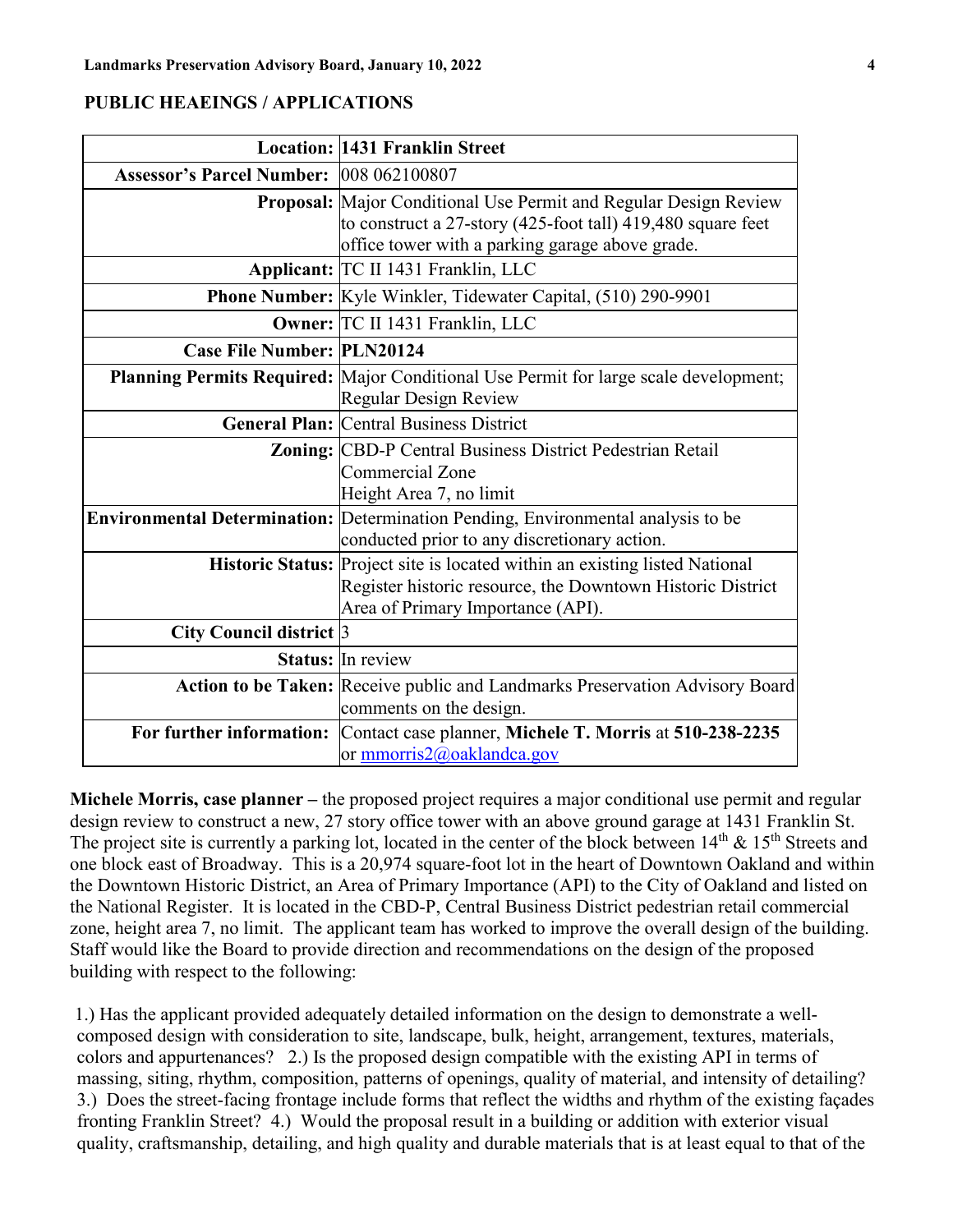## PUBLIC HEAEINGS / APPLICATIONS

| | |
|---|---|
| **Location:** | **1431 Franklin Street** |
| **Assessor's Parcel Number:** | 008 062100807 |
| **Proposal:** | Major Conditional Use Permit and Regular Design Review to construct a 27-story (425-foot tall) 419,480 square feet office tower with a parking garage above grade. |
| **Applicant:** | TC II 1431 Franklin, LLC |
| **Phone Number:** | Kyle Winkler, Tidewater Capital, (510) 290-9901 |
| **Owner:** | TC II 1431 Franklin, LLC |
| **Case File Number:** | **PLN20124** |
| **Planning Permits Required:** | Major Conditional Use Permit for large scale development; Regular Design Review |
| **General Plan:** | Central Business District |
| **Zoning:** | CBD-P Central Business District Pedestrian Retail Commercial Zone<br>Height Area 7, no limit |
| **Environmental Determination:** | Determination Pending, Environmental analysis to be conducted prior to any discretionary action. |
| **Historic Status:** | Project site is located within an existing listed National Register historic resource, the Downtown Historic District Area of Primary Importance (API). |
| **City Council district** | 3 |
| **Status:** | In review |
| **Action to be Taken:** | Receive public and Landmarks Preservation Advisory Board comments on the design. |
| **For further information:** | Contact case planner, **Michele T. Morris** at **510-238-2235** or mmorris2@oaklandca.gov |

**Michele Morris, case planner –** the proposed project requires a major conditional use permit and regular design review to construct a new, 27 story office tower with an above ground garage at 1431 Franklin St. The project site is currently a parking lot, located in the center of the block between 14th & 15th Streets and one block east of Broadway. This is a 20,974 square-foot lot in the heart of Downtown Oakland and within the Downtown Historic District, an Area of Primary Importance (API) to the City of Oakland and listed on the National Register. It is located in the CBD-P, Central Business District pedestrian retail commercial zone, height area 7, no limit. The applicant team has worked to improve the overall design of the building. Staff would like the Board to provide direction and recommendations on the design of the proposed building with respect to the following:

1.) Has the applicant provided adequately detailed information on the design to demonstrate a well-composed design with consideration to site, landscape, bulk, height, arrangement, textures, materials, colors and appurtenances? 2.) Is the proposed design compatible with the existing API in terms of massing, siting, rhythm, composition, patterns of openings, quality of material, and intensity of detailing? 3.) Does the street-facing frontage include forms that reflect the widths and rhythm of the existing façades fronting Franklin Street? 4.) Would the proposal result in a building or addition with exterior visual quality, craftsmanship, detailing, and high quality and durable materials that is at least equal to that of the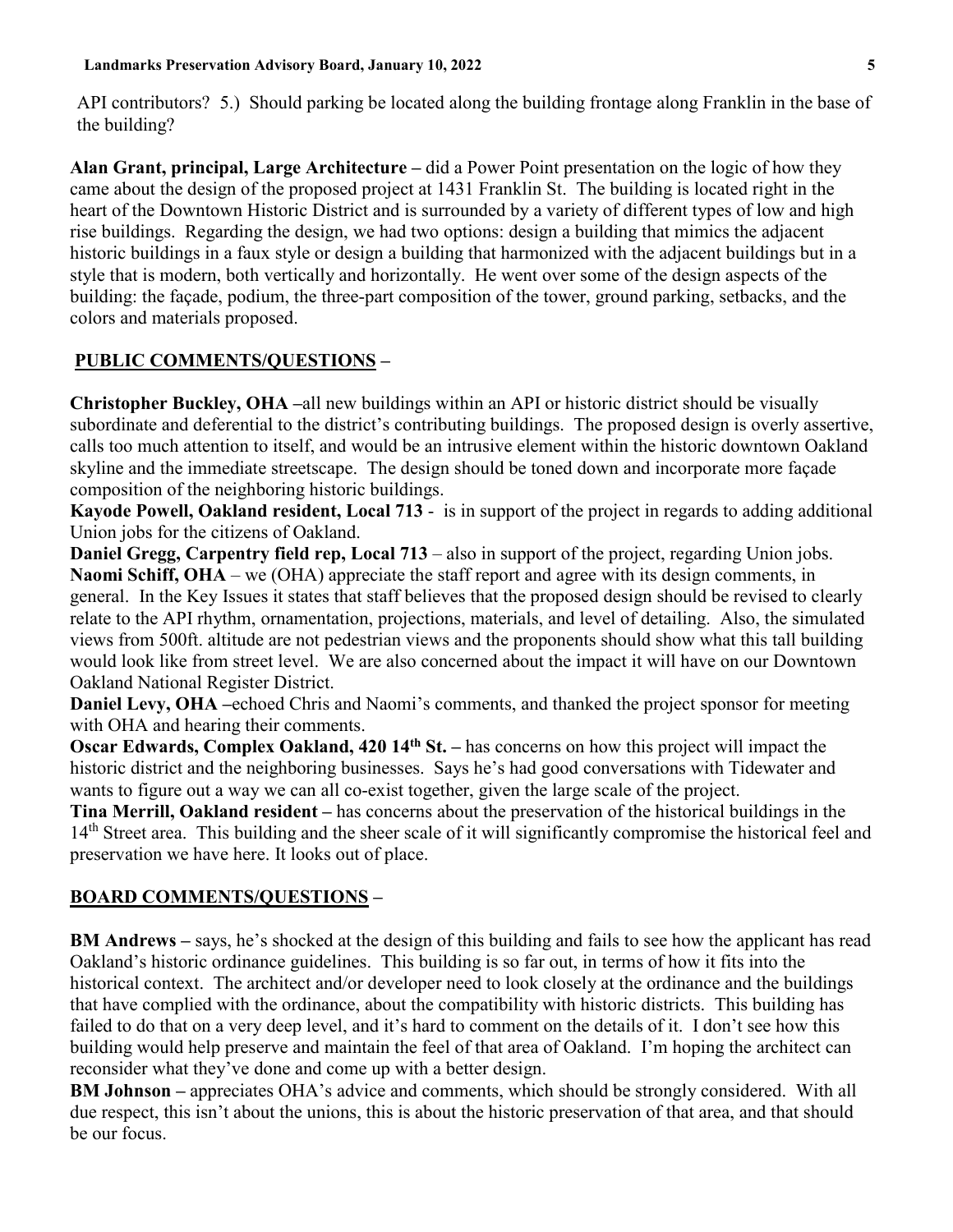API contributors? 5.) Should parking be located along the building frontage along Franklin in the base of the building?

**Alan Grant, principal, Large Architecture –** did a Power Point presentation on the logic of how they came about the design of the proposed project at 1431 Franklin St. The building is located right in the heart of the Downtown Historic District and is surrounded by a variety of different types of low and high rise buildings. Regarding the design, we had two options: design a building that mimics the adjacent historic buildings in a faux style or design a building that harmonized with the adjacent buildings but in a style that is modern, both vertically and horizontally. He went over some of the design aspects of the building: the façade, podium, the three-part composition of the tower, ground parking, setbacks, and the colors and materials proposed.

**PUBLIC COMMENTS/QUESTIONS –**

**Christopher Buckley, OHA –**all new buildings within an API or historic district should be visually subordinate and deferential to the district's contributing buildings. The proposed design is overly assertive, calls too much attention to itself, and would be an intrusive element within the historic downtown Oakland skyline and the immediate streetscape. The design should be toned down and incorporate more façade composition of the neighboring historic buildings.

**Kayode Powell, Oakland resident, Local 713** - is in support of the project in regards to adding additional Union jobs for the citizens of Oakland.

**Daniel Gregg, Carpentry field rep, Local 713** – also in support of the project, regarding Union jobs.

**Naomi Schiff, OHA** – we (OHA) appreciate the staff report and agree with its design comments, in general. In the Key Issues it states that staff believes that the proposed design should be revised to clearly relate to the API rhythm, ornamentation, projections, materials, and level of detailing. Also, the simulated views from 500ft. altitude are not pedestrian views and the proponents should show what this tall building would look like from street level. We are also concerned about the impact it will have on our Downtown Oakland National Register District.

**Daniel Levy, OHA –**echoed Chris and Naomi's comments, and thanked the project sponsor for meeting with OHA and hearing their comments.

**Oscar Edwards, Complex Oakland, 420 14th St. –** has concerns on how this project will impact the historic district and the neighboring businesses. Says he's had good conversations with Tidewater and wants to figure out a way we can all co-exist together, given the large scale of the project.

**Tina Merrill, Oakland resident –** has concerns about the preservation of the historical buildings in the 14th Street area. This building and the sheer scale of it will significantly compromise the historical feel and preservation we have here. It looks out of place.

**BOARD COMMENTS/QUESTIONS –**

**BM Andrews –** says, he's shocked at the design of this building and fails to see how the applicant has read Oakland's historic ordinance guidelines. This building is so far out, in terms of how it fits into the historical context. The architect and/or developer need to look closely at the ordinance and the buildings that have complied with the ordinance, about the compatibility with historic districts. This building has failed to do that on a very deep level, and it's hard to comment on the details of it. I don't see how this building would help preserve and maintain the feel of that area of Oakland. I'm hoping the architect can reconsider what they've done and come up with a better design.

**BM Johnson –** appreciates OHA's advice and comments, which should be strongly considered. With all due respect, this isn't about the unions, this is about the historic preservation of that area, and that should be our focus.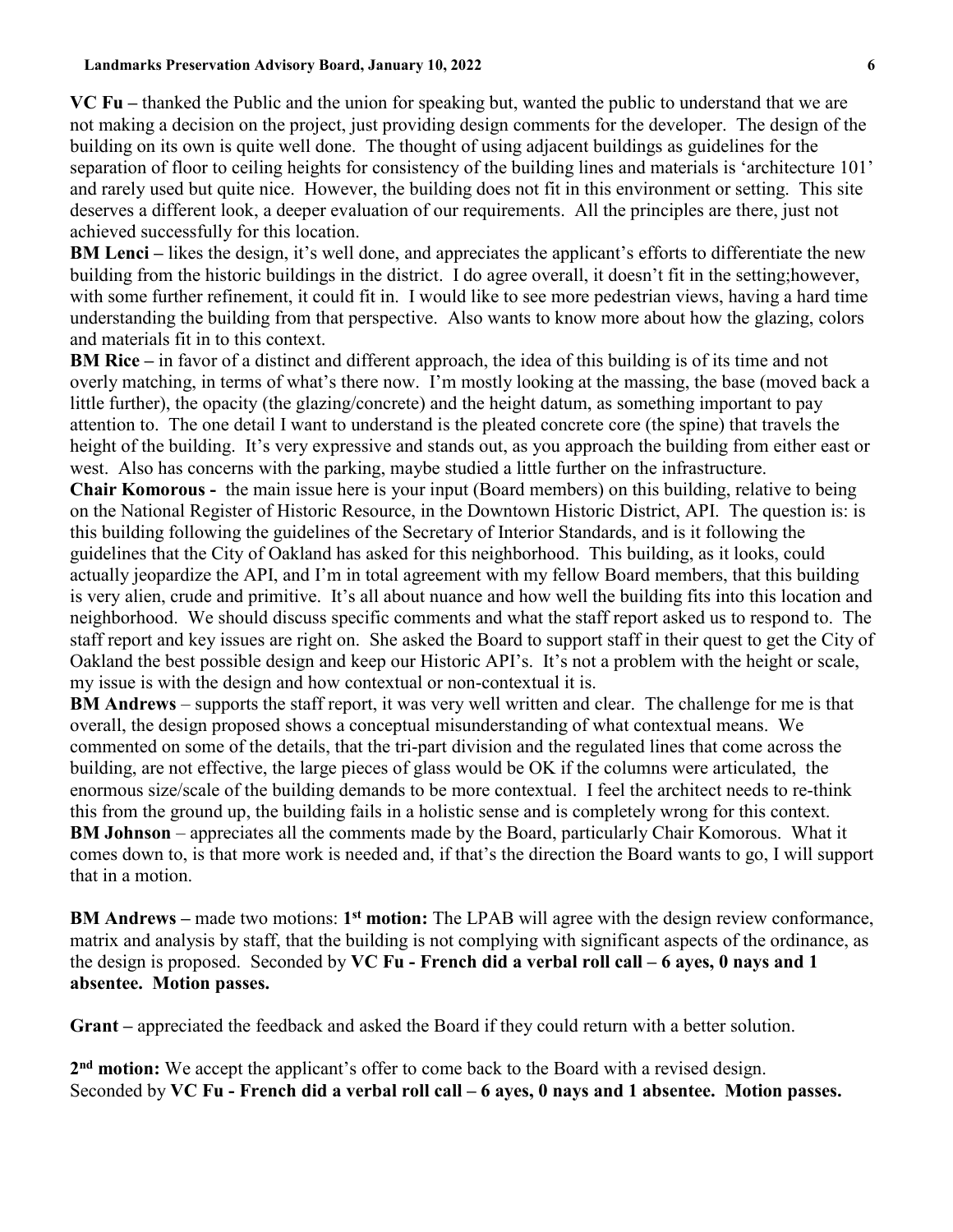**VC Fu –** thanked the Public and the union for speaking but, wanted the public to understand that we are not making a decision on the project, just providing design comments for the developer. The design of the building on its own is quite well done. The thought of using adjacent buildings as guidelines for the separation of floor to ceiling heights for consistency of the building lines and materials is 'architecture 101' and rarely used but quite nice. However, the building does not fit in this environment or setting. This site deserves a different look, a deeper evaluation of our requirements. All the principles are there, just not achieved successfully for this location.

**BM Lenci –** likes the design, it's well done, and appreciates the applicant's efforts to differentiate the new building from the historic buildings in the district. I do agree overall, it doesn't fit in the setting;however, with some further refinement, it could fit in. I would like to see more pedestrian views, having a hard time understanding the building from that perspective. Also wants to know more about how the glazing, colors and materials fit in to this context.

**BM Rice –** in favor of a distinct and different approach, the idea of this building is of its time and not overly matching, in terms of what's there now. I'm mostly looking at the massing, the base (moved back a little further), the opacity (the glazing/concrete) and the height datum, as something important to pay attention to. The one detail I want to understand is the pleated concrete core (the spine) that travels the height of the building. It's very expressive and stands out, as you approach the building from either east or west. Also has concerns with the parking, maybe studied a little further on the infrastructure.

**Chair Komorous -** the main issue here is your input (Board members) on this building, relative to being on the National Register of Historic Resource, in the Downtown Historic District, API. The question is: is this building following the guidelines of the Secretary of Interior Standards, and is it following the guidelines that the City of Oakland has asked for this neighborhood. This building, as it looks, could actually jeopardize the API, and I'm in total agreement with my fellow Board members, that this building is very alien, crude and primitive. It's all about nuance and how well the building fits into this location and neighborhood. We should discuss specific comments and what the staff report asked us to respond to. The staff report and key issues are right on. She asked the Board to support staff in their quest to get the City of Oakland the best possible design and keep our Historic API's. It's not a problem with the height or scale, my issue is with the design and how contextual or non-contextual it is.

**BM Andrews** – supports the staff report, it was very well written and clear. The challenge for me is that overall, the design proposed shows a conceptual misunderstanding of what contextual means. We commented on some of the details, that the tri-part division and the regulated lines that come across the building, are not effective, the large pieces of glass would be OK if the columns were articulated, the enormous size/scale of the building demands to be more contextual. I feel the architect needs to re-think this from the ground up, the building fails in a holistic sense and is completely wrong for this context.

**BM Johnson** – appreciates all the comments made by the Board, particularly Chair Komorous. What it comes down to, is that more work is needed and, if that's the direction the Board wants to go, I will support that in a motion.

**BM Andrews –** made two motions: **1st motion:** The LPAB will agree with the design review conformance, matrix and analysis by staff, that the building is not complying with significant aspects of the ordinance, as the design is proposed. Seconded by **VC Fu - French did a verbal roll call – 6 ayes, 0 nays and 1 absentee. Motion passes.**

**Grant –** appreciated the feedback and asked the Board if they could return with a better solution.

**2nd motion:** We accept the applicant's offer to come back to the Board with a revised design. Seconded by **VC Fu - French did a verbal roll call – 6 ayes, 0 nays and 1 absentee. Motion passes.**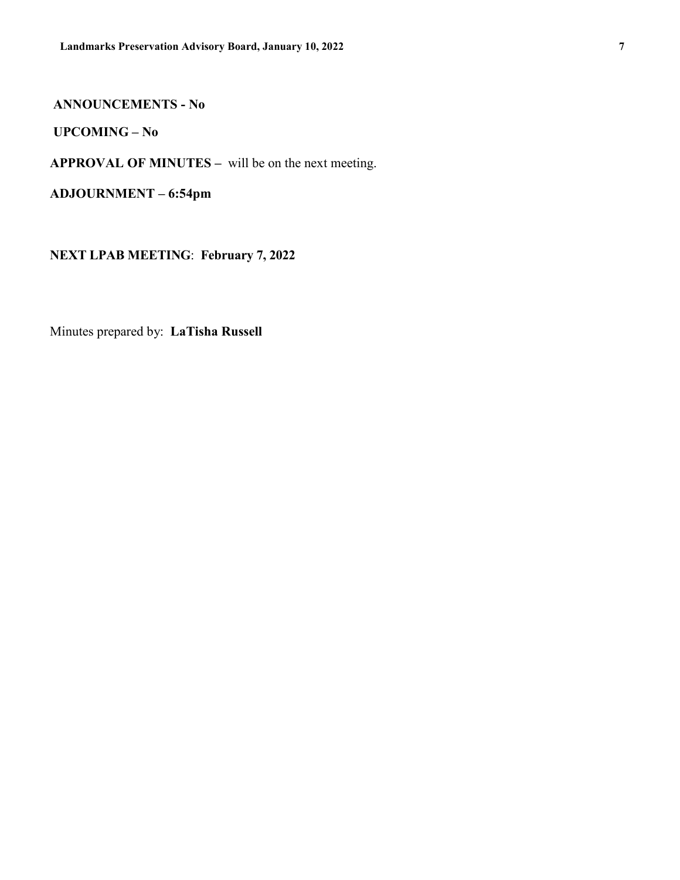**ANNOUNCEMENTS - No**

**UPCOMING – No**

**APPROVAL OF MINUTES –** will be on the next meeting.

**ADJOURNMENT – 6:54pm**

**NEXT LPAB MEETING**: **February 7, 2022**

Minutes prepared by: **LaTisha Russell**